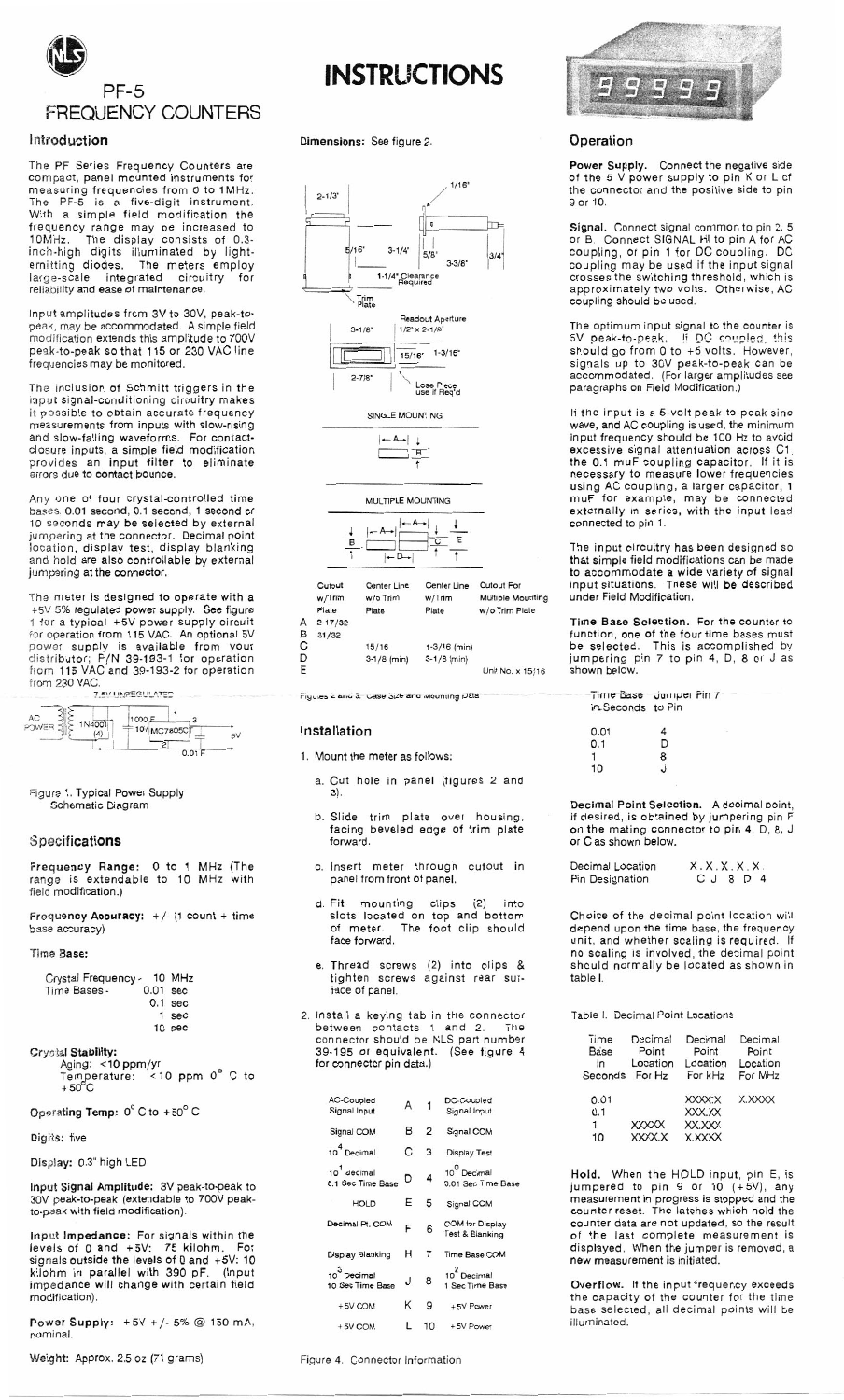# PF-5 FREQUENCY COUNTERS

# INSTRUCTIONS

## Introduction

The PF Series Frequency Counters are compact, panel mounted instruments for measuring frequencies from 0 to 1MHz. The PF-5 is a five-digit instrument. With a simple field modification the frequency range may be increased to 10MHz. The display consists of 0.3-inch-high digits illuminated by light-emitting diodes. The meters employ large-scale integrated circuitry for reliability and ease of maintenance.

Input amplitudes from 3V to 30V, peak-to-peak, may be accommodated. A simple field modification extends this amplitude to 700V peak-to-peak so that 115 or 230 VAC line frequencies may be monitored.

The inclusion of Schmitt triggers in the input signal-conditioning circuitry makes it possible to obtain accurate frequency measurements from inputs with slow-rising and slow-falling waveforms. For contact-closure inputs, a simple field modification provides an input filter to eliminate errors due to contact bounce.

Any one of four crystal-controlled time bases, 0.01 second, 0.1 second, 1 second or 10 seconds may be selected by external jumpering at the connector. Decimal point location, display test, display blanking and hold are also controllable by external jumpering at the connector.

The meter is designed to operate with a +5V 5% regulated power supply. See figure 1 for a typical +5V power supply circuit for operation from 115 VAC. An optional 5V power supply is available from your distributor; P/N 39-193-1 for operation from 115 VAC and 39-193-2 for operation from 230 VAC.

7.5V UNREGULATED

AC POWER — 1N4001 (4) — 1000 F 10V — MC7805C — 0.01 F — 5V

Figure 1. Typical Power Supply Schematic Diagram

## Specifications

**Frequency Range:** 0 to 1 MHz (The range is extendable to 10 MHz with field modification.)

**Frequency Accuracy:** +/- (1 count + time base accuracy)

**Time Base:**

Crystal Frequency - 10 MHz
Time Bases - 0.01 sec
0.1 sec
1 sec
10 sec

**Crystal Stability:**
Aging: <10 ppm/yr
Temperature: <10 ppm 0° C to +50°C

**Operating Temp:** 0° C to +50° C

**Digits:** five

**Display:** 0.3" high LED

**Input Signal Amplitude:** 3V peak-to-peak to 30V peak-to-peak (extendable to 700V peak-to-peak with field modification).

**Input Impedance:** For signals within the levels of 0 and +5V: 75 kilohm. For signals outside the levels of 0 and +5V: 10 kilohm in parallel with 390 pF. (Input impedance will change with certain field modification).

**Power Supply:** +5V +/- 5% @ 150 mA, nominal.

**Weight:** Approx. 2.5 oz (71 grams)

**Dimensions:** See figure 2.

2-1/3" — 1/16" — 5/16" — 3-1/4" — 5/8" — 3/4" — 3-3/8" — 1-1/4" Clearance Required — Trim Plate

Readout Aperture 1/2" x 2-1/8" — 3-1/8" — 15/16" — 1-3/16" — 2-7/8" — Lose Piece use if Req'd

SINGLE MOUNTING

MULTIPLE MOUNTING

| | Cutout w/Trim Plate | Center Line w/o Trim Plate | Center Line w/Trim Plate | Cutout For Multiple Mounting w/o Trim Plate |
|---|---|---|---|---|
| A | 2-17/32 | | | |
| B | 31/32 | | | |
| C | | 15/16 | 1-3/16 (min) | |
| D | | 3-1/8 (min) | 3-1/8 (min) | |
| E | | | | Unit No. x 15/16 |

Figures 2 and 3. Case Size and Mounting Data

## Installation

1. Mount the meter as follows:
   a. Cut hole in panel (figures 2 and 3).
   b. Slide trim plate over housing, facing beveled edge of trim plate forward.
   c. Insert meter through cutout in panel from front of panel.
   d. Fit mounting clips (2) into slots located on top and bottom of meter. The foot clip should face forward.
   e. Thread screws (2) into clips & tighten screws against rear surface of panel.
2. Install a keying tab in the connector between contacts 1 and 2. The connector should be NLS part number 39-195 or equivalent. (See figure 4 for connector pin data.)

| | | | |
|---|---|---|---|
| AC-Coupled Signal Input | A | 1 | DC-Coupled Signal Input |
| Signal COM | B | 2 | Signal COM |
| $10^4$ Decimal | C | 3 | Display Test |
| $10^1$ decimal 0.1 Sec Time Base | D | 4 | $10^0$ Decimal 0.01 Sec Time Base |
| HOLD | E | 5 | Signal COM |
| Decimal Pt. COM | F | 6 | COM for Display Test & Blanking |
| Display Blanking | H | 7 | Time Base COM |
| $10^3$ Decimal 10 Sec Time Base | J | 8 | $10^2$ Decimal 1 Sec Time Base |
| +5V COM | K | 9 | +5V Power |
| +5V COM | L | 10 | +5V Power |

Figure 4. Connector Information

## Operation

**Power Supply.** Connect the negative side of the 5 V power supply to pin K or L of the connector and the positive side to pin 9 or 10.

**Signal.** Connect signal common to pin 2, 5 or B. Connect SIGNAL HI to pin A for AC coupling, or pin 1 for DC coupling. DC coupling may be used if the input signal crosses the switching threshold, which is approximately two volts. Otherwise, AC coupling should be used.

The optimum input signal to the counter is 5V peak-to-peak. If DC coupled, this should go from 0 to +5 volts. However, signals up to 30V peak-to-peak can be accommodated. (For larger amplitudes see paragraphs on Field Modification.)

If the input is a 5-volt peak-to-peak sine wave, and AC coupling is used, the minimum input frequency should be 100 Hz to avoid excessive signal attenuation across C1, the 0.1 muF coupling capacitor. If it is necessary to measure lower frequencies using AC coupling, a larger capacitor, 1 muF for example, may be connected externally in series, with the input lead connected to pin 1.

The input circuitry has been designed so that simple field modifications can be made to accommodate a wide variety of signal input situations. These will be described under Field Modification.

**Time Base Selection.** For the counter to function, one of the four time bases must be selected. This is accomplished by jumpering pin 7 to pin 4, D, 8 or J as shown below.

| Time Base in Seconds | Jumper Pin 7 to Pin |
|---|---|
| 0.01 | 4 |
| 0.1 | D |
| 1 | 8 |
| 10 | J |

**Decimal Point Selection.** A decimal point, if desired, is obtained by jumpering pin F on the mating connector to pin 4, D, 8, J or C as shown below.

| Decimal Location | X. | X. | X. | X. | X. |
|---|---|---|---|---|---|
| Pin Designation | C | J | 8 | D | 4 |

Choice of the decimal point location will depend upon the time base, the frequency unit, and whether scaling is required. If no scaling is involved, the decimal point should normally be located as shown in table I.

Table I. Decimal Point Locations

| Time Base In Seconds | Decimal Point Location For Hz | Decimal Point Location For kHz | Decimal Point Location For MHz |
|---|---|---|---|
| 0.01 | | XXXX.X | X.XXXX |
| 0.1 | | XXX.XX | |
| 1 | XXXXX | XX.XXX | |
| 10 | XXXX.X | X.XXXX | |

**Hold.** When the HOLD input, pin E, is jumpered to pin 9 or 10 (+5V), any measurement in progress is stopped and the counter reset. The latches which hold the counter data are not updated, so the result of the last complete measurement is displayed. When the jumper is removed, a new measurement is initiated.

**Overflow.** If the input frequency exceeds the capacity of the counter for the time base selected, all decimal points will be illuminated.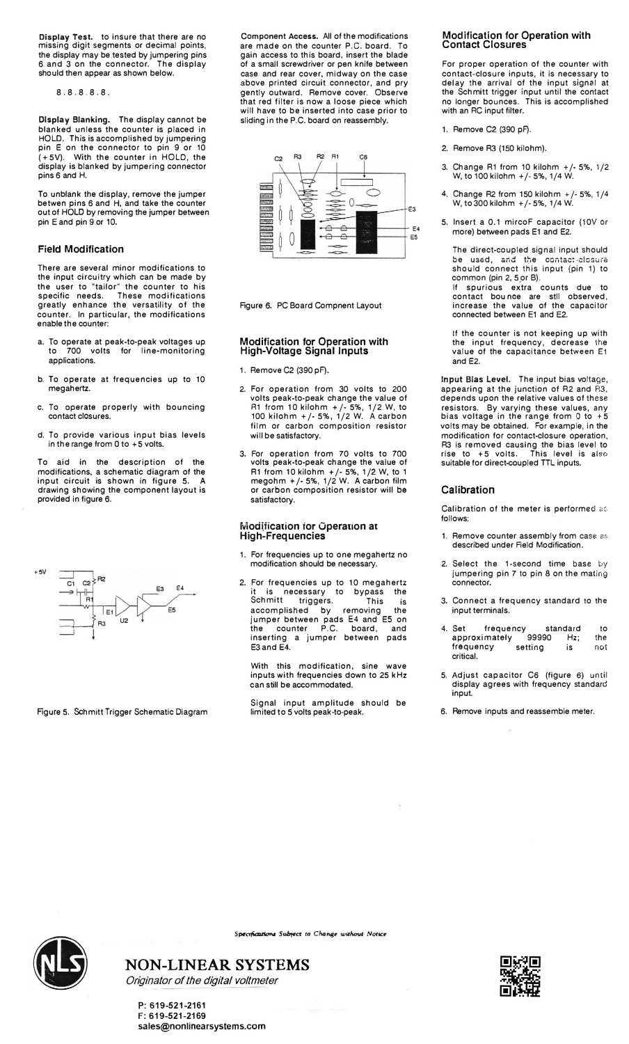**Display Test.** to insure that there are no missing digit segments or decimal points, the display may be tested by jumpering pins 6 and 3 on the connector. The display should then appear as shown below.

8.8.8.8.8.

**Display Blanking.** The display cannot be blanked unless the counter is placed in HOLD. This is accomplished by jumpering pin E on the connector to pin 9 or 10 (+5V). With the counter in HOLD, the display is blanked by jumpering connector pins 6 and H.

To unblank the display, remove the jumper betwen pins 6 and H, and take the counter out of HOLD by removing the jumper between pin E and pin 9 or 10.

## Field Modification

There are several minor modifications to the input circuitry which can be made by the user to "tailor" the counter to his specific needs. These modifications greatly enhance the versatility of the counter. In particular, the modifications enable the counter:

a. To operate at peak-to-peak voltages up to 700 volts for line-monitoring applications.

b. To operate at frequencies up to 10 megahertz.

c. To operate properly with bouncing contact closures.

d. To provide various input bias levels in the range from 0 to +5 volts.

To aid in the description of the modifications, a schematic diagram of the input circuit is shown in figure 5. A drawing showing the component layout is provided in figure 6.

+5V
C1 C2 R2
R1
E1
R3 U2
E3 E4
E5

Figure 5. Schmitt Trigger Schematic Diagram

**Component Access.** All of the modifications are made on the counter P.C. board. To gain access to this board, insert the blade of a small screwdriver or pen knife between case and rear cover, midway on the case above printed circuit connector, and pry gently outward. Remove cover. Observe that red filter is now a loose piece which will have to be inserted into case prior to sliding in the P.C. board on reassembly.

C2 R3 R2 R1 C6
E3
E4
E5

Figure 6. PC Board Compnent Layout

## Modification for Operation with High-Voltage Signal Inputs

1. Remove C2 (390 pF).
2. For operation from 30 volts to 200 volts peak-to-peak change the value of R1 from 10 kilohm +/- 5%, 1/2 W, to 100 kilohm +/- 5%, 1/2 W. A carbon film or carbon composition resistor will be satisfactory.
3. For operation from 70 volts to 700 volts peak-to-peak change the value of R1 from 10 kilohm +/- 5%, 1/2 W, to 1 megohm +/- 5%, 1/2 W. A carbon film or carbon composition resistor will be satisfactory.

## Modification for Operation at High-Frequencies

1. For frequencies up to one megahertz no modification should be necessary.
2. For frequencies up to 10 megahertz it is necessary to bypass the Schmitt triggers. This is accomplished by removing the jumper between pads E4 and E5 on the counter P.C. board, and inserting a jumper between pads E3 and E4.

   With this modification, sine wave inputs with frequencies down to 25 kHz can still be accommodated.

   Signal input amplitude should be limited to 5 volts peak-to-peak.

## Modification for Operation with Contact Closures

For proper operation of the counter with contact-closure inputs, it is necessary to delay the arrival of the input signal at the Schmitt trigger input until the contact no longer bounces. This is accomplished with an RC input filter.

1. Remove C2 (390 pF).
2. Remove R3 (150 kilohm).
3. Change R1 from 10 kilohm +/- 5%, 1/2 W, to 100 kilohm +/- 5%, 1/4 W.
4. Change R2 from 150 kilohm +/- 5%, 1/4 W, to 300 kilohm +/- 5%, 1/4 W.
5. Insert a 0.1 mircoF capacitor (10V or more) between pads E1 and E2.

   The direct-coupled signal input should be used, and the contact-closure should connect this input (pin 1) to common (pin 2, 5 or B).
   If spurious extra counts due to contact bounce are stil observed, increase the value of the capacitor connected between E1 and E2.

   If the counter is not keeping up with the input frequency, decrease the value of the capacitance between E1 and E2.

**Input Bias Level.** The input bias voltage, appearing at the junction of R2 and R3, depends upon the relative values of these resistors. By varying these values, any bias voltage in the range from 0 to +5 volts may be obtained. For example, in the modification for contact-closure operation, R3 is removed causing the bias level to rise to +5 volts. This level is also suitable for direct-coupled TTL inputs.

## Calibration

Calibration of the meter is performed as follows:

1. Remove counter assembly from case as described under Field Modification.
2. Select the 1-second time base by jumpering pin 7 to pin 8 on the mating connector.
3. Connect a frequency standard to the input terminals.
4. Set frequency standard to approximately 99990 Hz; the frequency setting is not critical.
5. Adjust capacitor C6 (figure 6) until display agrees with frequency standard input.
6. Remove inputs and reassemble meter.

*Specifications Subject to Change without Notice*

**NON-LINEAR SYSTEMS**
*Originator of the digital voltmeter*

P: 619-521-2161
F: 619-521-2169
sales@nonlinearsystems.com